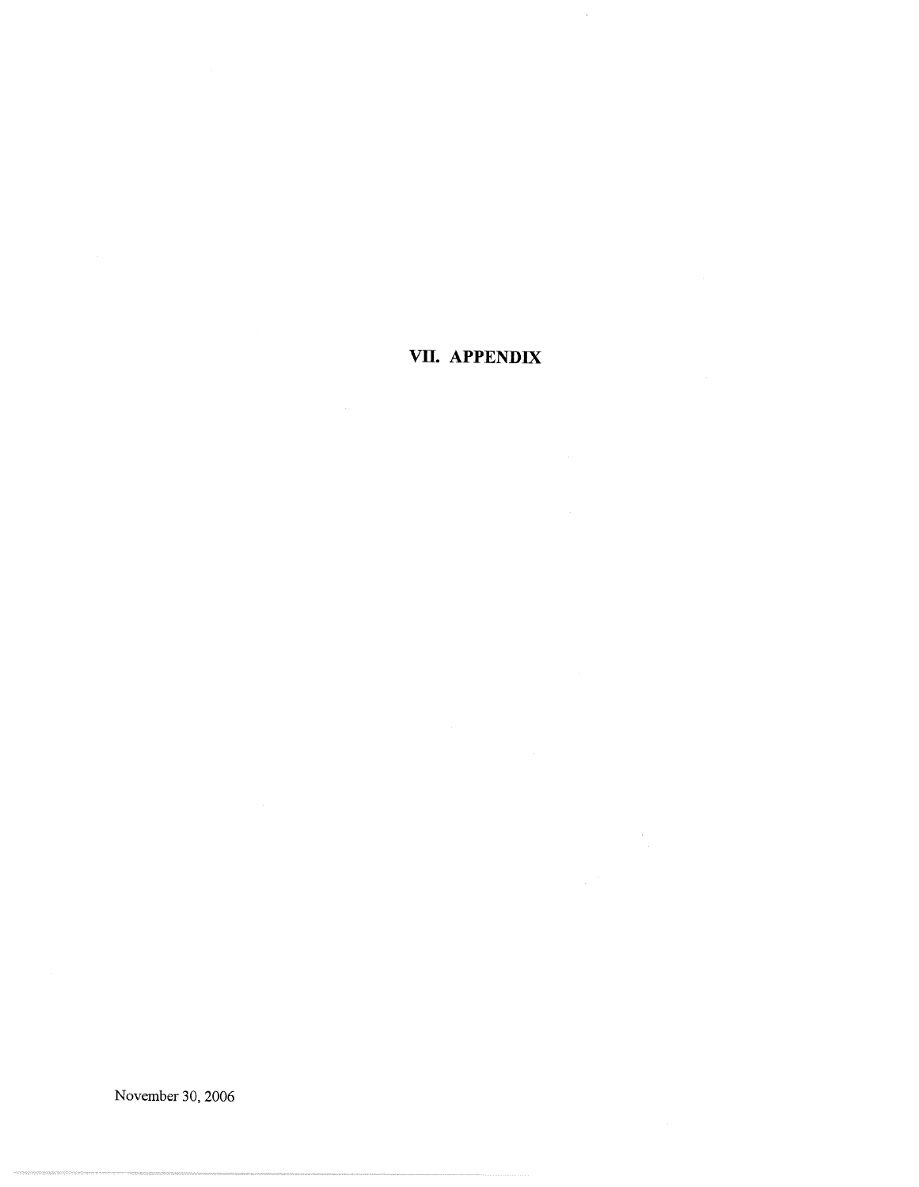# VII. APPENDIX

November 30, 2006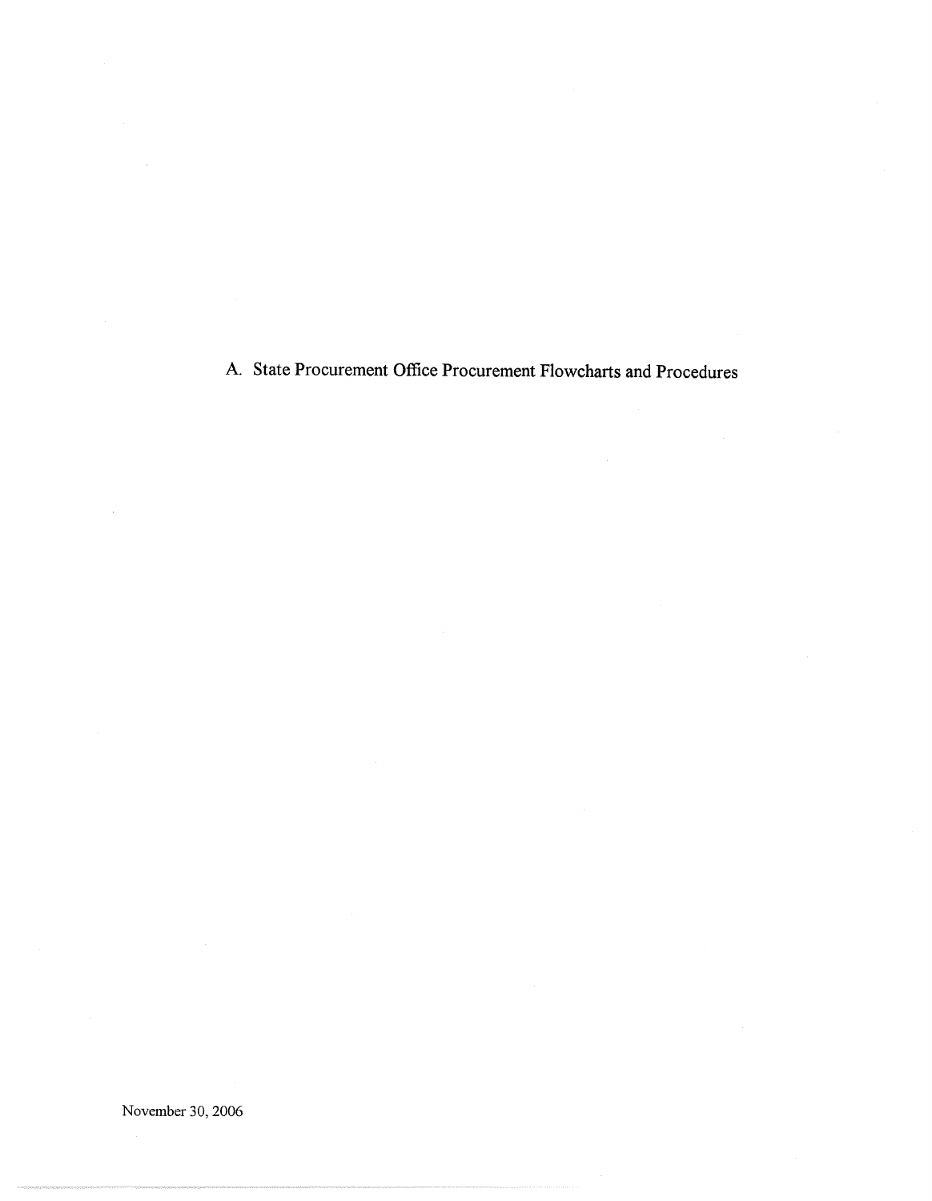# A. State Procurement Office Procurement Flowcharts and Procedures

November 30, 2006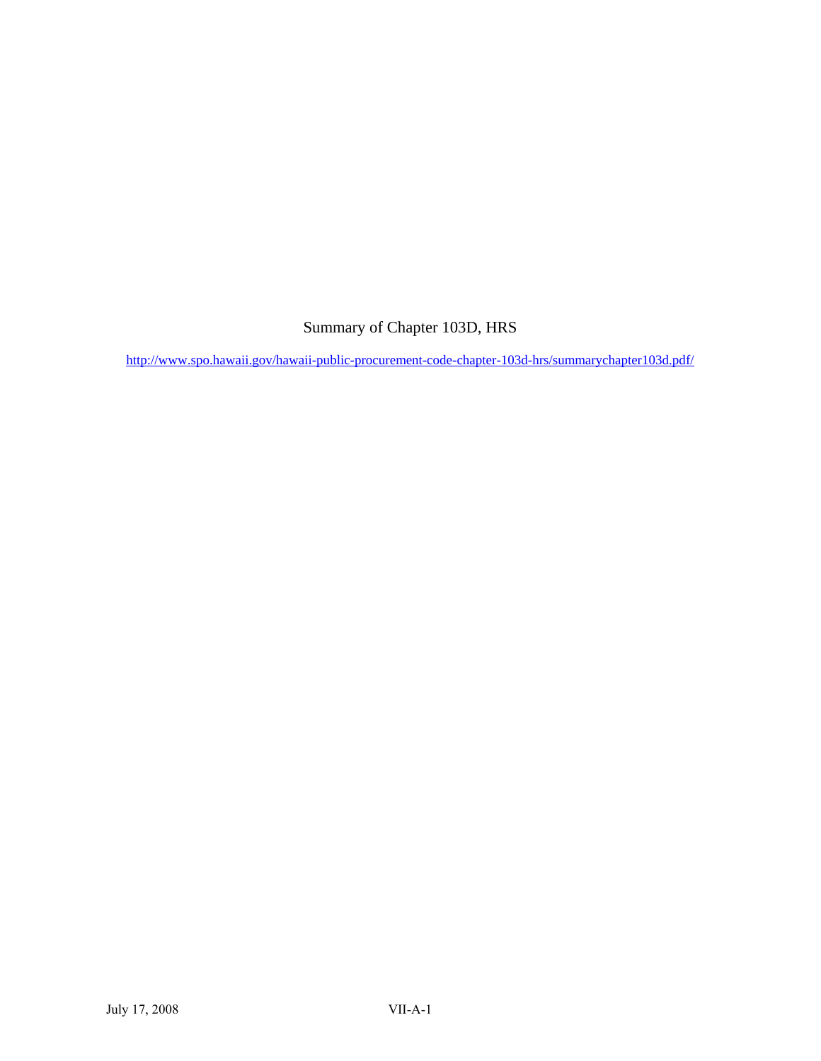Summary of Chapter 103D, HRS

http://www.spo.hawaii.gov/hawaii-public-procurement-code-chapter-103d-hrs/summarychapter103d.pdf/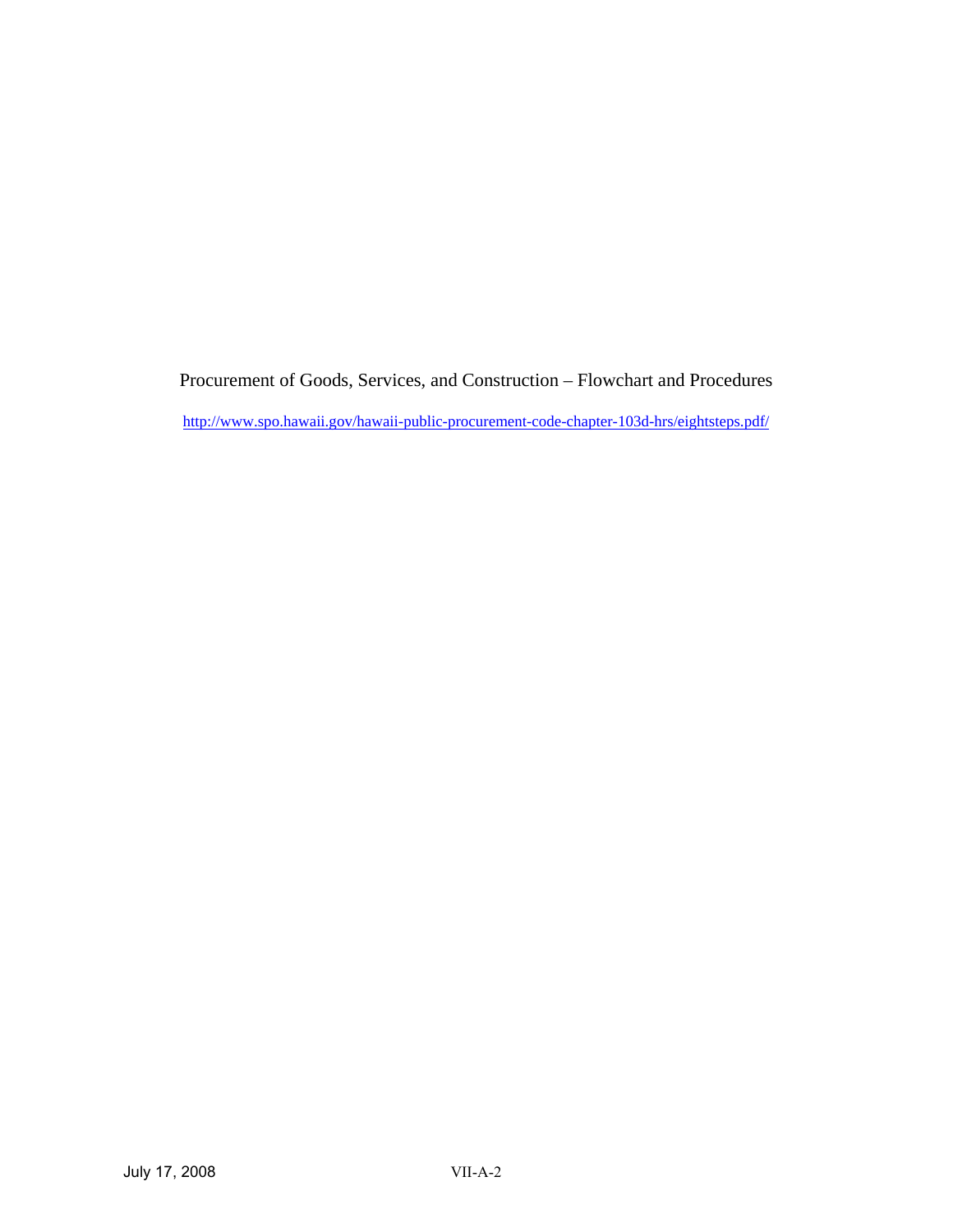Procurement of Goods, Services, and Construction – Flowchart and Procedures

[http://www.spo.hawaii.gov/hawaii-public-procurement-code-chapter-103d-hrs/eightsteps.pdf/](http://www.spo.hawaii.gov/hawaii-public-procurement-code-chapter-103d-hrs/eightsteps.pdf/)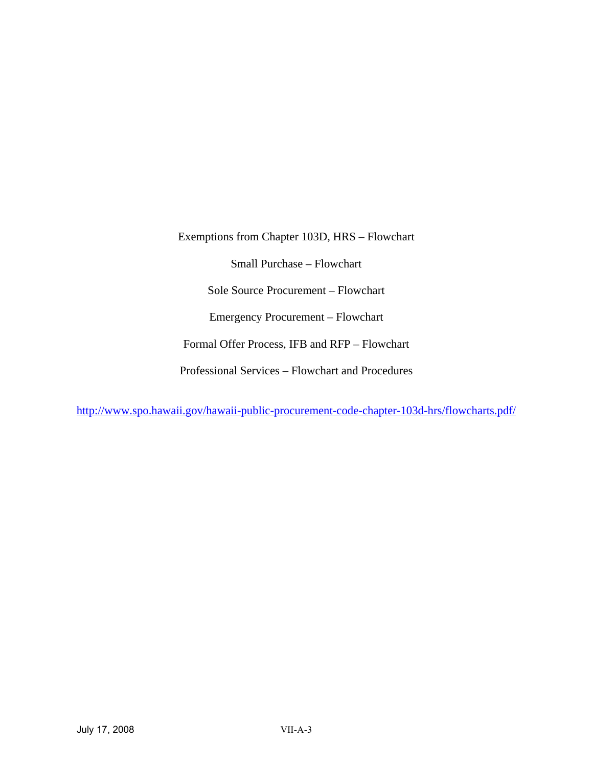Exemptions from Chapter 103D, HRS – Flowchart

Small Purchase – Flowchart

Sole Source Procurement – Flowchart

Emergency Procurement – Flowchart

Formal Offer Process, IFB and RFP – Flowchart

Professional Services – Flowchart and Procedures

http://www.spo.hawaii.gov/hawaii-public-procurement-code-chapter-103d-hrs/flowcharts.pdf/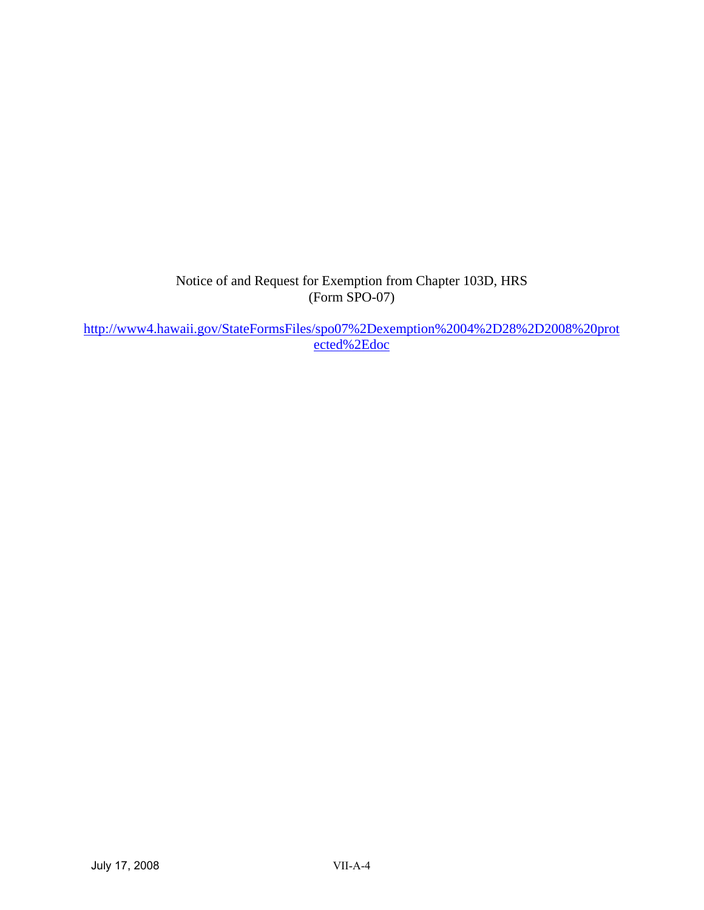Notice of and Request for Exemption from Chapter 103D, HRS
(Form SPO-07)

[http://www4.hawaii.gov/StateFormsFiles/spo07%2Dexemption%2004%2D28%2D2008%20protected%2Edoc](http://www4.hawaii.gov/StateFormsFiles/spo07%2Dexemption%2004%2D28%2D2008%20protected%2Edoc)

July 17, 2008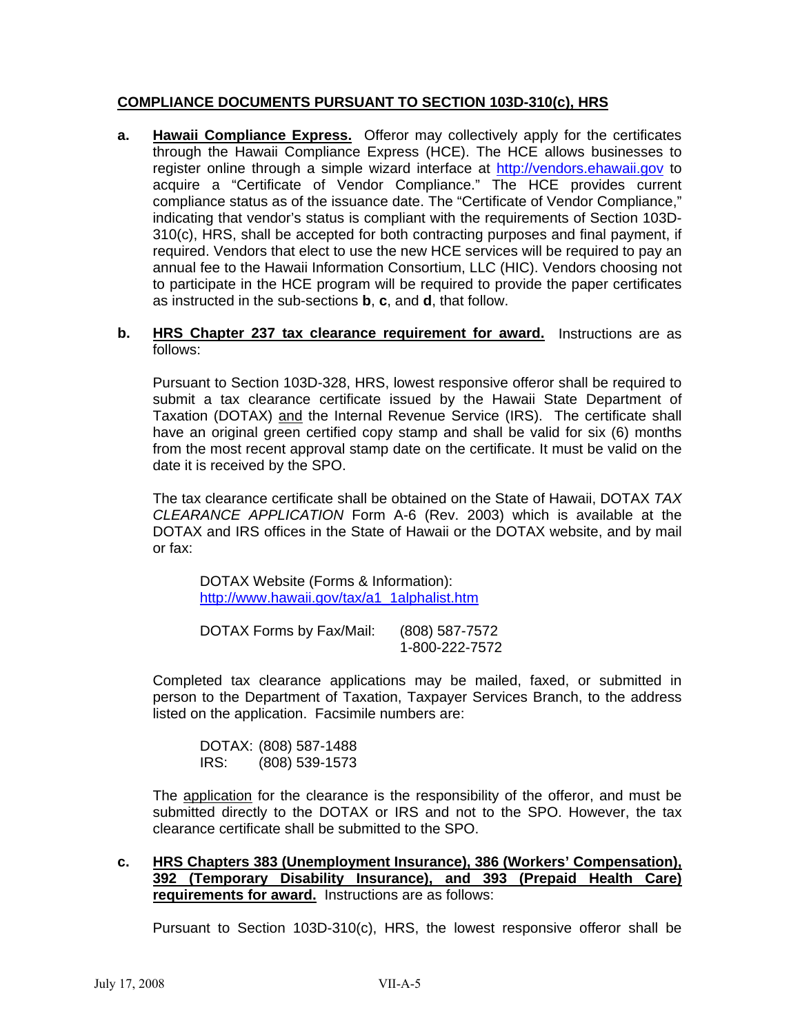**<u>COMPLIANCE DOCUMENTS PURSUANT TO SECTION 103D-310(c), HRS</u>**

**a.** **<u>Hawaii Compliance Express.</u>** Offeror may collectively apply for the certificates through the Hawaii Compliance Express (HCE). The HCE allows businesses to register online through a simple wizard interface at http://vendors.ehawaii.gov to acquire a "Certificate of Vendor Compliance." The HCE provides current compliance status as of the issuance date. The "Certificate of Vendor Compliance," indicating that vendor's status is compliant with the requirements of Section 103D-310(c), HRS, shall be accepted for both contracting purposes and final payment, if required. Vendors that elect to use the new HCE services will be required to pay an annual fee to the Hawaii Information Consortium, LLC (HIC). Vendors choosing not to participate in the HCE program will be required to provide the paper certificates as instructed in the sub-sections **b**, **c**, and **d**, that follow.

**b.** **<u>HRS Chapter 237 tax clearance requirement for award.</u>** Instructions are as follows:

Pursuant to Section 103D-328, HRS, lowest responsive offeror shall be required to submit a tax clearance certificate issued by the Hawaii State Department of Taxation (DOTAX) <u>and</u> the Internal Revenue Service (IRS). The certificate shall have an original green certified copy stamp and shall be valid for six (6) months from the most recent approval stamp date on the certificate. It must be valid on the date it is received by the SPO.

The tax clearance certificate shall be obtained on the State of Hawaii, DOTAX *TAX CLEARANCE APPLICATION* Form A-6 (Rev. 2003) which is available at the DOTAX and IRS offices in the State of Hawaii or the DOTAX website, and by mail or fax:

DOTAX Website (Forms & Information):
http://www.hawaii.gov/tax/a1_1alphalist.htm

DOTAX Forms by Fax/Mail: (808) 587-7572
1-800-222-7572

Completed tax clearance applications may be mailed, faxed, or submitted in person to the Department of Taxation, Taxpayer Services Branch, to the address listed on the application. Facsimile numbers are:

DOTAX: (808) 587-1488
IRS: (808) 539-1573

The <u>application</u> for the clearance is the responsibility of the offeror, and must be submitted directly to the DOTAX or IRS and not to the SPO. However, the tax clearance certificate shall be submitted to the SPO.

**c.** **<u>HRS Chapters 383 (Unemployment Insurance), 386 (Workers' Compensation), 392 (Temporary Disability Insurance), and 393 (Prepaid Health Care) requirements for award.</u>** Instructions are as follows:

Pursuant to Section 103D-310(c), HRS, the lowest responsive offeror shall be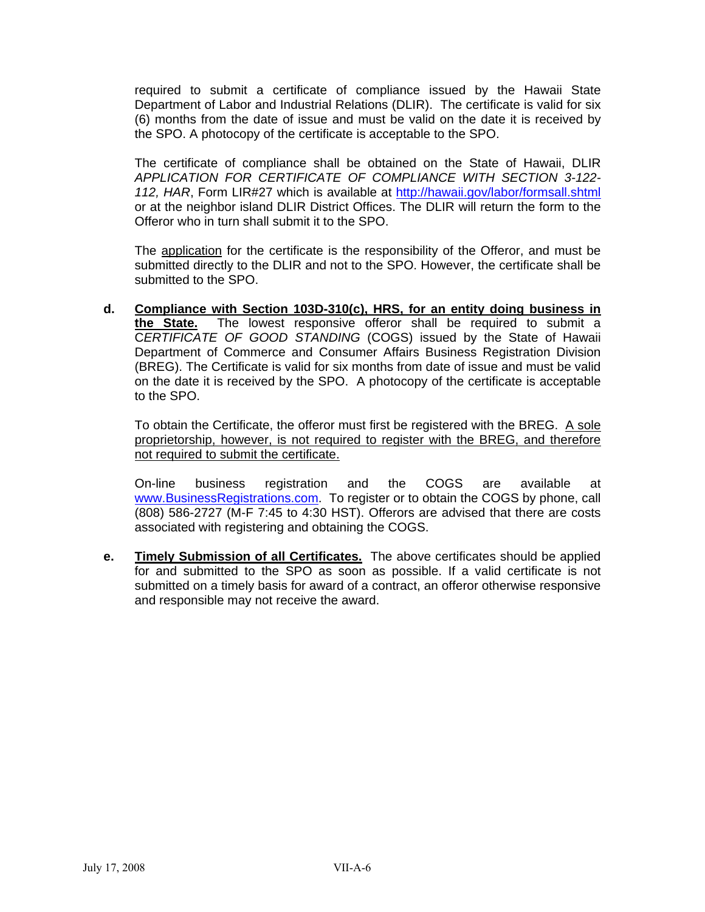required to submit a certificate of compliance issued by the Hawaii State Department of Labor and Industrial Relations (DLIR). The certificate is valid for six (6) months from the date of issue and must be valid on the date it is received by the SPO. A photocopy of the certificate is acceptable to the SPO.

The certificate of compliance shall be obtained on the State of Hawaii, DLIR *APPLICATION FOR CERTIFICATE OF COMPLIANCE WITH SECTION 3-122-112, HAR*, Form LIR#27 which is available at http://hawaii.gov/labor/formsall.shtml or at the neighbor island DLIR District Offices. The DLIR will return the form to the Offeror who in turn shall submit it to the SPO.

The application for the certificate is the responsibility of the Offeror, and must be submitted directly to the DLIR and not to the SPO. However, the certificate shall be submitted to the SPO.

**d. Compliance with Section 103D-310(c), HRS, for an entity doing business in the State.** The lowest responsive offeror shall be required to submit a *CERTIFICATE OF GOOD STANDING* (COGS) issued by the State of Hawaii Department of Commerce and Consumer Affairs Business Registration Division (BREG). The Certificate is valid for six months from date of issue and must be valid on the date it is received by the SPO. A photocopy of the certificate is acceptable to the SPO.

To obtain the Certificate, the offeror must first be registered with the BREG. A sole proprietorship, however, is not required to register with the BREG, and therefore not required to submit the certificate.

On-line business registration and the COGS are available at www.BusinessRegistrations.com. To register or to obtain the COGS by phone, call (808) 586-2727 (M-F 7:45 to 4:30 HST). Offerors are advised that there are costs associated with registering and obtaining the COGS.

**e. Timely Submission of all Certificates.** The above certificates should be applied for and submitted to the SPO as soon as possible. If a valid certificate is not submitted on a timely basis for award of a contract, an offeror otherwise responsive and responsible may not receive the award.